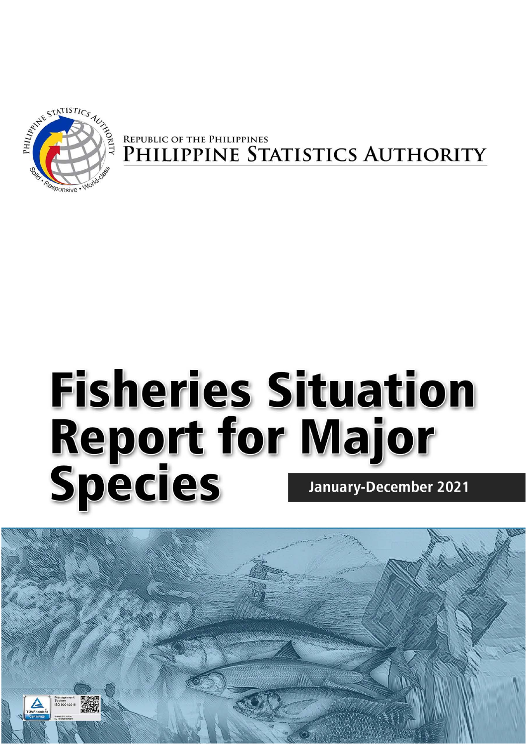REPUBLIC OF THE PHILIPPINES

PHILIPPINE STATISTICS AUTHORITY

# Fisheries Situation Report for Major Species

**January-December 2021**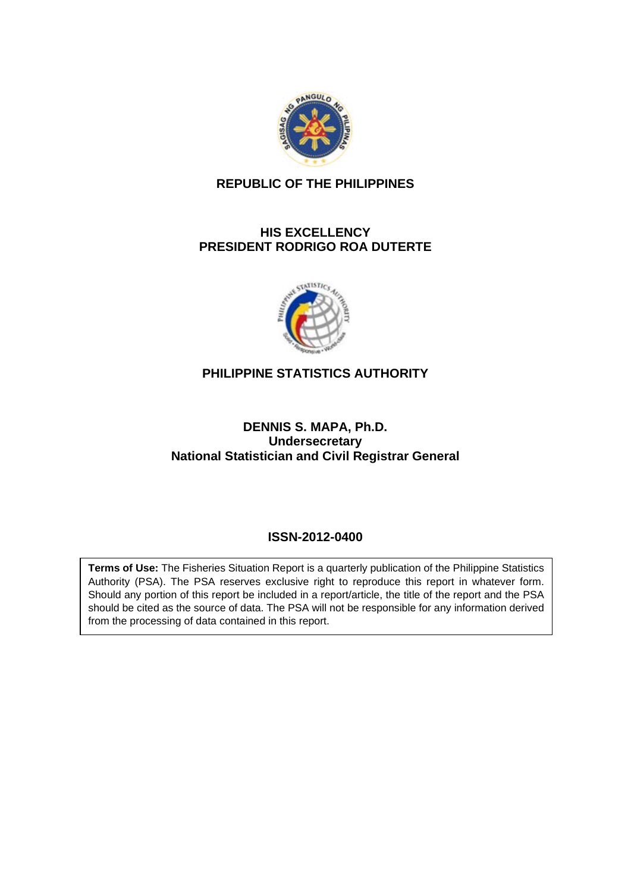**REPUBLIC OF THE PHILIPPINES**

**HIS EXCELLENCY**
**PRESIDENT RODRIGO ROA DUTERTE**

**PHILIPPINE STATISTICS AUTHORITY**

**DENNIS S. MAPA, Ph.D.**
**Undersecretary**
**National Statistician and Civil Registrar General**

**ISSN-2012-0400**

**Terms of Use:** The Fisheries Situation Report is a quarterly publication of the Philippine Statistics Authority (PSA). The PSA reserves exclusive right to reproduce this report in whatever form. Should any portion of this report be included in a report/article, the title of the report and the PSA should be cited as the source of data. The PSA will not be responsible for any information derived from the processing of data contained in this report.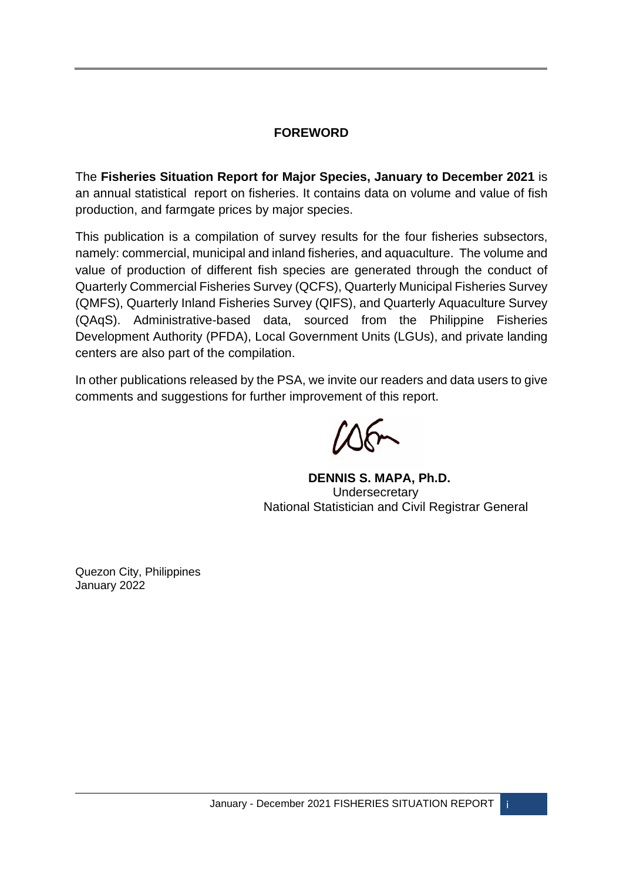## FOREWORD

The **Fisheries Situation Report for Major Species, January to December 2021** is an annual statistical report on fisheries. It contains data on volume and value of fish production, and farmgate prices by major species.

This publication is a compilation of survey results for the four fisheries subsectors, namely: commercial, municipal and inland fisheries, and aquaculture. The volume and value of production of different fish species are generated through the conduct of Quarterly Commercial Fisheries Survey (QCFS), Quarterly Municipal Fisheries Survey (QMFS), Quarterly Inland Fisheries Survey (QIFS), and Quarterly Aquaculture Survey (QAqS). Administrative-based data, sourced from the Philippine Fisheries Development Authority (PFDA), Local Government Units (LGUs), and private landing centers are also part of the compilation.

In other publications released by the PSA, we invite our readers and data users to give comments and suggestions for further improvement of this report.

**DENNIS S. MAPA, Ph.D.**
Undersecretary
National Statistician and Civil Registrar General

Quezon City, Philippines
January 2022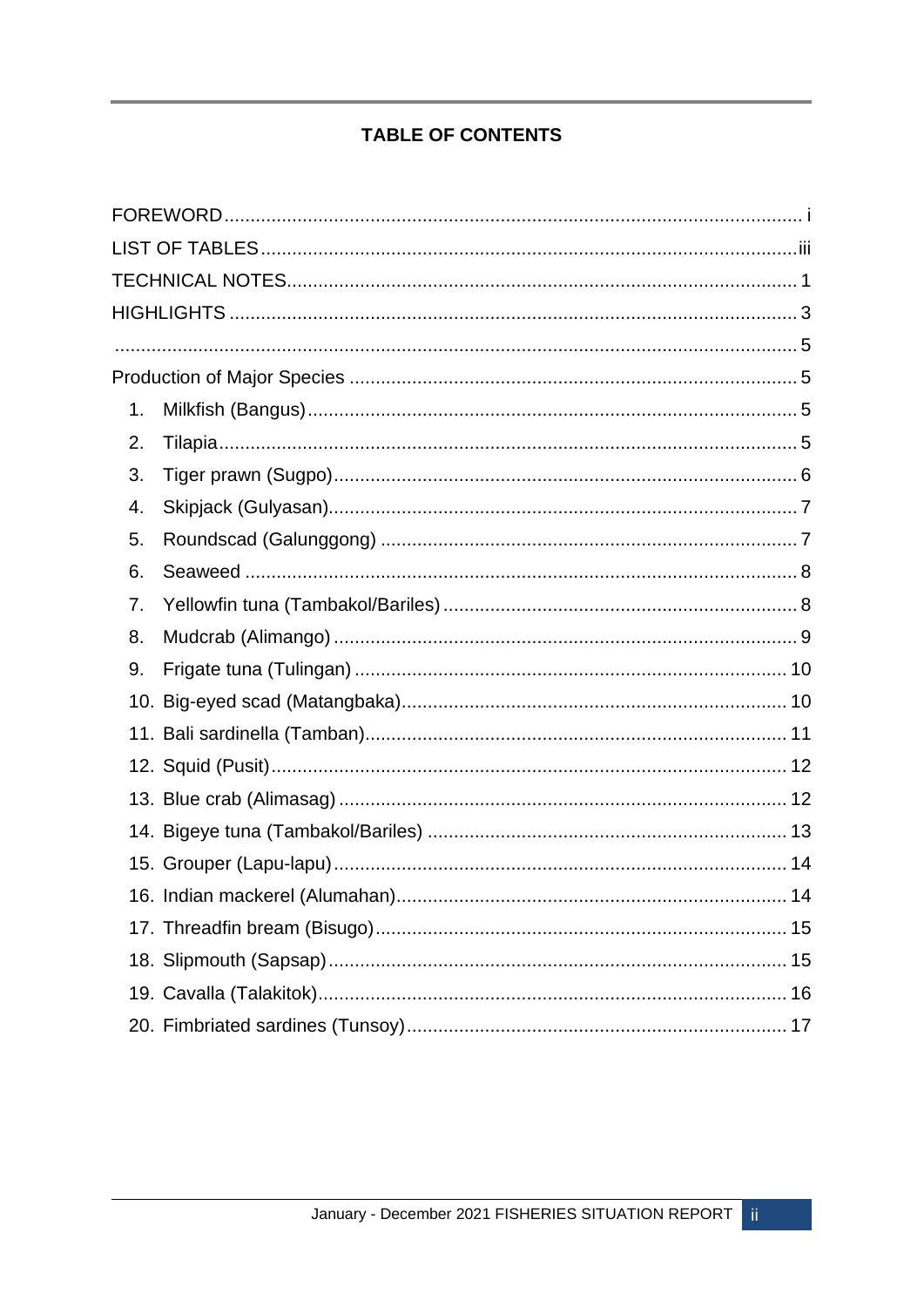# TABLE OF CONTENTS

FOREWORD ..... i

LIST OF TABLES ..... iii

TECHNICAL NOTES ..... 1

HIGHLIGHTS ..... 3

..... 5

Production of Major Species ..... 5

1. Milkfish (Bangus) ..... 5
2. Tilapia ..... 5
3. Tiger prawn (Sugpo) ..... 6
4. Skipjack (Gulyasan) ..... 7
5. Roundscad (Galunggong) ..... 7
6. Seaweed ..... 8
7. Yellowfin tuna (Tambakol/Bariles) ..... 8
8. Mudcrab (Alimango) ..... 9
9. Frigate tuna (Tulingan) ..... 10
10. Big-eyed scad (Matangbaka) ..... 10
11. Bali sardinella (Tamban) ..... 11
12. Squid (Pusit) ..... 12
13. Blue crab (Alimasag) ..... 12
14. Bigeye tuna (Tambakol/Bariles) ..... 13
15. Grouper (Lapu-lapu) ..... 14
16. Indian mackerel (Alumahan) ..... 14
17. Threadfin bream (Bisugo) ..... 15
18. Slipmouth (Sapsap) ..... 15
19. Cavalla (Talakitok) ..... 16
20. Fimbriated sardines (Tunsoy) ..... 17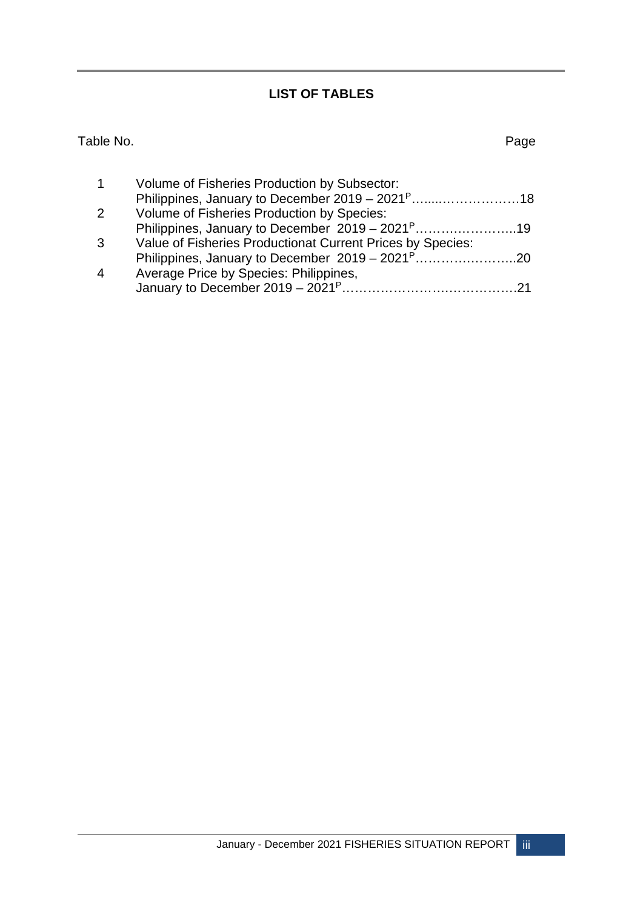## LIST OF TABLES

| Table No. | | Page |
|---|---|---|
| 1 | Volume of Fisheries Production by Subsector: Philippines, January to December 2019 – 2021[P] | 18 |
| 2 | Volume of Fisheries Production by Species: Philippines, January to December 2019 – 2021[P] | 19 |
| 3 | Value of Fisheries Productionat Current Prices by Species: Philippines, January to December 2019 – 2021[P] | 20 |
| 4 | Average Price by Species: Philippines, January to December 2019 – 2021[P] | 21 |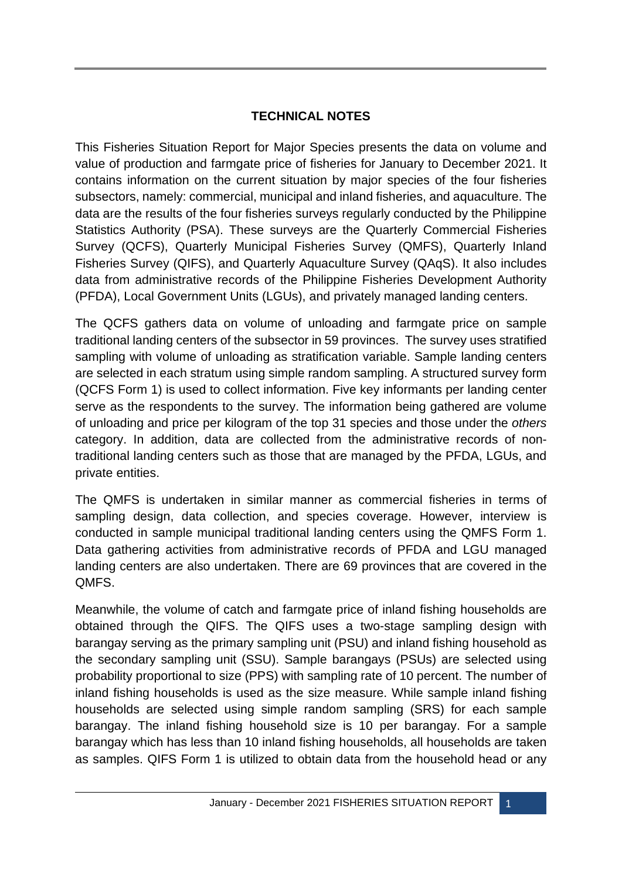## TECHNICAL NOTES

This Fisheries Situation Report for Major Species presents the data on volume and value of production and farmgate price of fisheries for January to December 2021. It contains information on the current situation by major species of the four fisheries subsectors, namely: commercial, municipal and inland fisheries, and aquaculture. The data are the results of the four fisheries surveys regularly conducted by the Philippine Statistics Authority (PSA). These surveys are the Quarterly Commercial Fisheries Survey (QCFS), Quarterly Municipal Fisheries Survey (QMFS), Quarterly Inland Fisheries Survey (QIFS), and Quarterly Aquaculture Survey (QAqS). It also includes data from administrative records of the Philippine Fisheries Development Authority (PFDA), Local Government Units (LGUs), and privately managed landing centers.

The QCFS gathers data on volume of unloading and farmgate price on sample traditional landing centers of the subsector in 59 provinces. The survey uses stratified sampling with volume of unloading as stratification variable. Sample landing centers are selected in each stratum using simple random sampling. A structured survey form (QCFS Form 1) is used to collect information. Five key informants per landing center serve as the respondents to the survey. The information being gathered are volume of unloading and price per kilogram of the top 31 species and those under the *others* category. In addition, data are collected from the administrative records of non-traditional landing centers such as those that are managed by the PFDA, LGUs, and private entities.

The QMFS is undertaken in similar manner as commercial fisheries in terms of sampling design, data collection, and species coverage. However, interview is conducted in sample municipal traditional landing centers using the QMFS Form 1. Data gathering activities from administrative records of PFDA and LGU managed landing centers are also undertaken. There are 69 provinces that are covered in the QMFS.

Meanwhile, the volume of catch and farmgate price of inland fishing households are obtained through the QIFS. The QIFS uses a two-stage sampling design with barangay serving as the primary sampling unit (PSU) and inland fishing household as the secondary sampling unit (SSU). Sample barangays (PSUs) are selected using probability proportional to size (PPS) with sampling rate of 10 percent. The number of inland fishing households is used as the size measure. While sample inland fishing households are selected using simple random sampling (SRS) for each sample barangay. The inland fishing household size is 10 per barangay. For a sample barangay which has less than 10 inland fishing households, all households are taken as samples. QIFS Form 1 is utilized to obtain data from the household head or any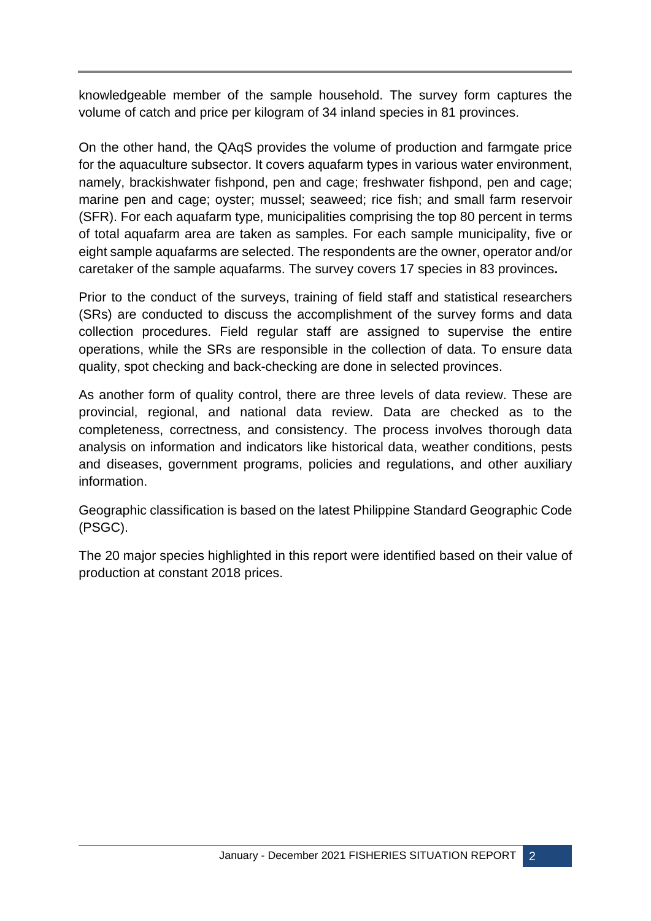knowledgeable member of the sample household. The survey form captures the volume of catch and price per kilogram of 34 inland species in 81 provinces.

On the other hand, the QAqS provides the volume of production and farmgate price for the aquaculture subsector. It covers aquafarm types in various water environment, namely, brackishwater fishpond, pen and cage; freshwater fishpond, pen and cage; marine pen and cage; oyster; mussel; seaweed; rice fish; and small farm reservoir (SFR). For each aquafarm type, municipalities comprising the top 80 percent in terms of total aquafarm area are taken as samples. For each sample municipality, five or eight sample aquafarms are selected. The respondents are the owner, operator and/or caretaker of the sample aquafarms. The survey covers 17 species in 83 provinces**.**

Prior to the conduct of the surveys, training of field staff and statistical researchers (SRs) are conducted to discuss the accomplishment of the survey forms and data collection procedures. Field regular staff are assigned to supervise the entire operations, while the SRs are responsible in the collection of data. To ensure data quality, spot checking and back-checking are done in selected provinces.

As another form of quality control, there are three levels of data review. These are provincial, regional, and national data review. Data are checked as to the completeness, correctness, and consistency. The process involves thorough data analysis on information and indicators like historical data, weather conditions, pests and diseases, government programs, policies and regulations, and other auxiliary information.

Geographic classification is based on the latest Philippine Standard Geographic Code (PSGC).

The 20 major species highlighted in this report were identified based on their value of production at constant 2018 prices.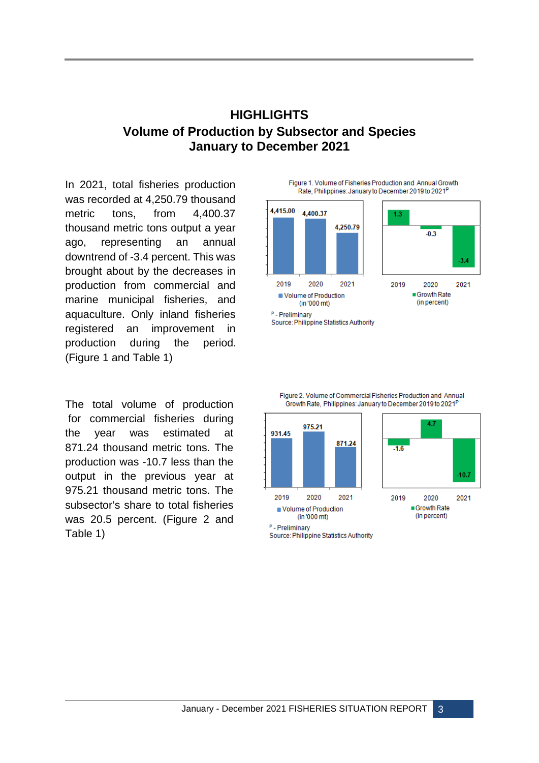# HIGHLIGHTS
## Volume of Production by Subsector and Species
## January to December 2021

In 2021, total fisheries production was recorded at 4,250.79 thousand metric tons, from 4,400.37 thousand metric tons output a year ago, representing an annual downtrend of -3.4 percent. This was brought about by the decreases in production from commercial and marine municipal fisheries, and aquaculture. Only inland fisheries registered an improvement in production during the period. (Figure 1 and Table 1)

Figure 1. Volume of Fisheries Production and Annual Growth Rate, Philippines: January to December 2019 to 2021[P]

4,415.00
4,400.37
4,250.79
2019 2020 2021
Volume of Production (in '000 mt)

1.3
-0.3
-3.4
2019 2020 2021
Growth Rate (in percent)

P - Preliminary
Source: Philippine Statistics Authority

The total volume of production for commercial fisheries during the year was estimated at 871.24 thousand metric tons. The production was -10.7 less than the output in the previous year at 975.21 thousand metric tons. The subsector's share to total fisheries was 20.5 percent. (Figure 2 and Table 1)

Figure 2. Volume of Commercial Fisheries Production and Annual Growth Rate, Philippines: January to December 2019 to 2021[P]

931.45
975.21
871.24
2019 2020 2021
Volume of Production (in '000 mt)

-1.6
4.7
-10.7
2019 2020 2021
Growth Rate (in percent)

P - Preliminary
Source: Philippine Statistics Authority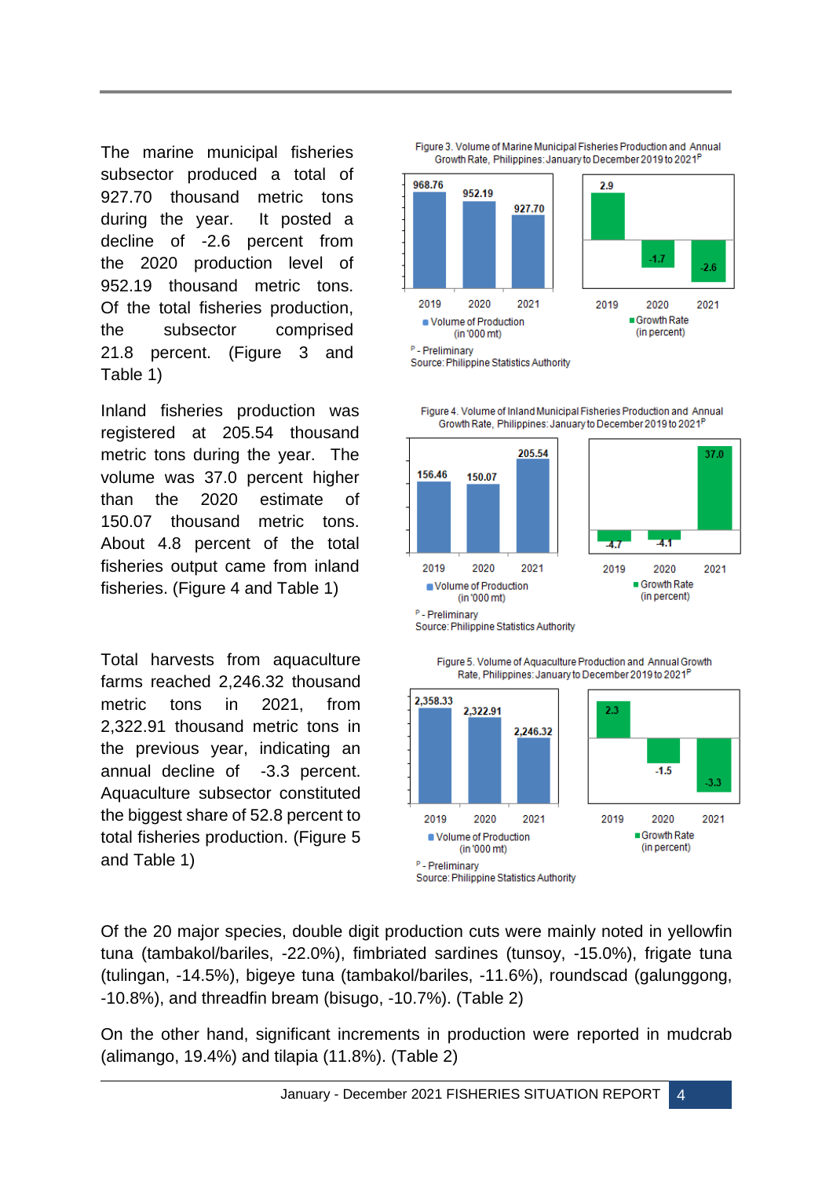The marine municipal fisheries subsector produced a total of 927.70 thousand metric tons during the year. It posted a decline of -2.6 percent from the 2020 production level of 952.19 thousand metric tons. Of the total fisheries production, the subsector comprised 21.8 percent. (Figure 3 and Table 1)

Figure 3. Volume of Marine Municipal Fisheries Production and Annual Growth Rate, Philippines: January to December 2019 to 2021P

968.76
952.19
927.70
2019 2020 2021
Volume of Production (in '000 mt)

2.9
-1.7
-2.6
2019 2020 2021
Growth Rate (in percent)

P - Preliminary
Source: Philippine Statistics Authority

Inland fisheries production was registered at 205.54 thousand metric tons during the year. The volume was 37.0 percent higher than the 2020 estimate of 150.07 thousand metric tons. About 4.8 percent of the total fisheries output came from inland fisheries. (Figure 4 and Table 1)

Figure 4. Volume of Inland Municipal Fisheries Production and Annual Growth Rate, Philippines: January to December 2019 to 2021P

156.46
150.07
205.54
2019 2020 2021
Volume of Production (in '000 mt)

-4.7
-4.1
37.0
2019 2020 2021
Growth Rate (in percent)

P - Preliminary
Source: Philippine Statistics Authority

Total harvests from aquaculture farms reached 2,246.32 thousand metric tons in 2021, from 2,322.91 thousand metric tons in the previous year, indicating an annual decline of -3.3 percent. Aquaculture subsector constituted the biggest share of 52.8 percent to total fisheries production. (Figure 5 and Table 1)

Figure 5. Volume of Aquaculture Production and Annual Growth Rate, Philippines: January to December 2019 to 2021P

2,358.33
2,322.91
2,246.32
2019 2020 2021
Volume of Production (in '000 mt)

2.3
-1.5
-3.3
2019 2020 2021
Growth Rate (in percent)

P - Preliminary
Source: Philippine Statistics Authority

Of the 20 major species, double digit production cuts were mainly noted in yellowfin tuna (tambakol/bariles, -22.0%), fimbriated sardines (tunsoy, -15.0%), frigate tuna (tulingan, -14.5%), bigeye tuna (tambakol/bariles, -11.6%), roundscad (galunggong, -10.8%), and threadfin bream (bisugo, -10.7%). (Table 2)

On the other hand, significant increments in production were reported in mudcrab (alimango, 19.4%) and tilapia (11.8%). (Table 2)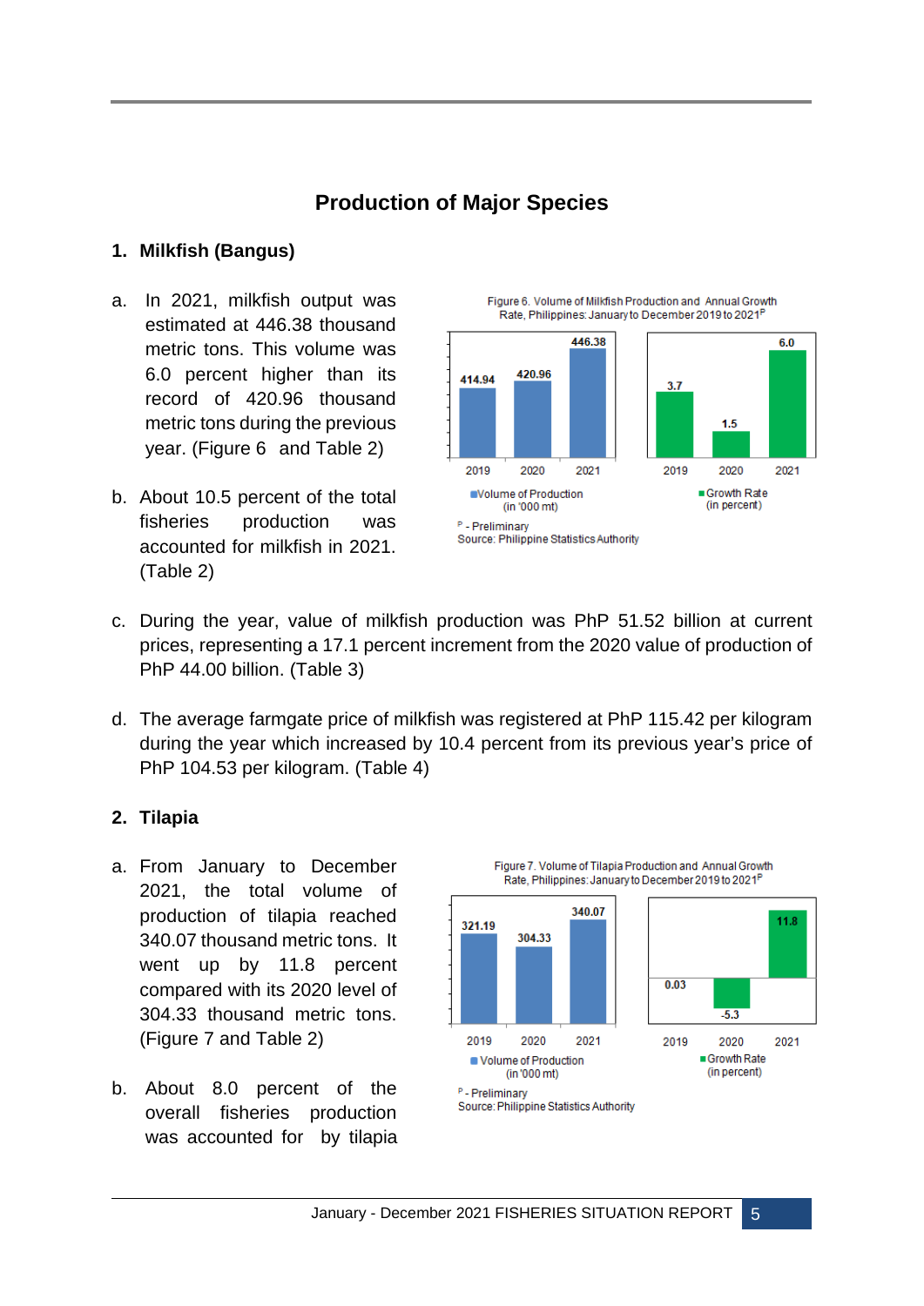## Production of Major Species

### 1. Milkfish (Bangus)

a. In 2021, milkfish output was estimated at 446.38 thousand metric tons. This volume was 6.0 percent higher than its record of 420.96 thousand metric tons during the previous year. (Figure 6 and Table 2)

b. About 10.5 percent of the total fisheries production was accounted for milkfish in 2021. (Table 2)

Figure 6. Volume of Milkfish Production and Annual Growth Rate, Philippines: January to December 2019 to 2021[P]

| Year | Volume of Production (in '000 mt) | Growth Rate (in percent) |
|---|---|---|
| 2019 | 414.94 | 3.7 |
| 2020 | 420.96 | 1.5 |
| 2021 | 446.38 | 6.0 |

[P] - Preliminary
Source: Philippine Statistics Authority

c. During the year, value of milkfish production was PhP 51.52 billion at current prices, representing a 17.1 percent increment from the 2020 value of production of PhP 44.00 billion. (Table 3)

d. The average farmgate price of milkfish was registered at PhP 115.42 per kilogram during the year which increased by 10.4 percent from its previous year's price of PhP 104.53 per kilogram. (Table 4)

### 2. Tilapia

a. From January to December 2021, the total volume of production of tilapia reached 340.07 thousand metric tons. It went up by 11.8 percent compared with its 2020 level of 304.33 thousand metric tons. (Figure 7 and Table 2)

b. About 8.0 percent of the overall fisheries production was accounted for by tilapia

Figure 7. Volume of Tilapia Production and Annual Growth Rate, Philippines: January to December 2019 to 2021[P]

| Year | Volume of Production (in '000 mt) | Growth Rate (in percent) |
|---|---|---|
| 2019 | 321.19 | 0.03 |
| 2020 | 304.33 | -5.3 |
| 2021 | 340.07 | 11.8 |

[P] - Preliminary
Source: Philippine Statistics Authority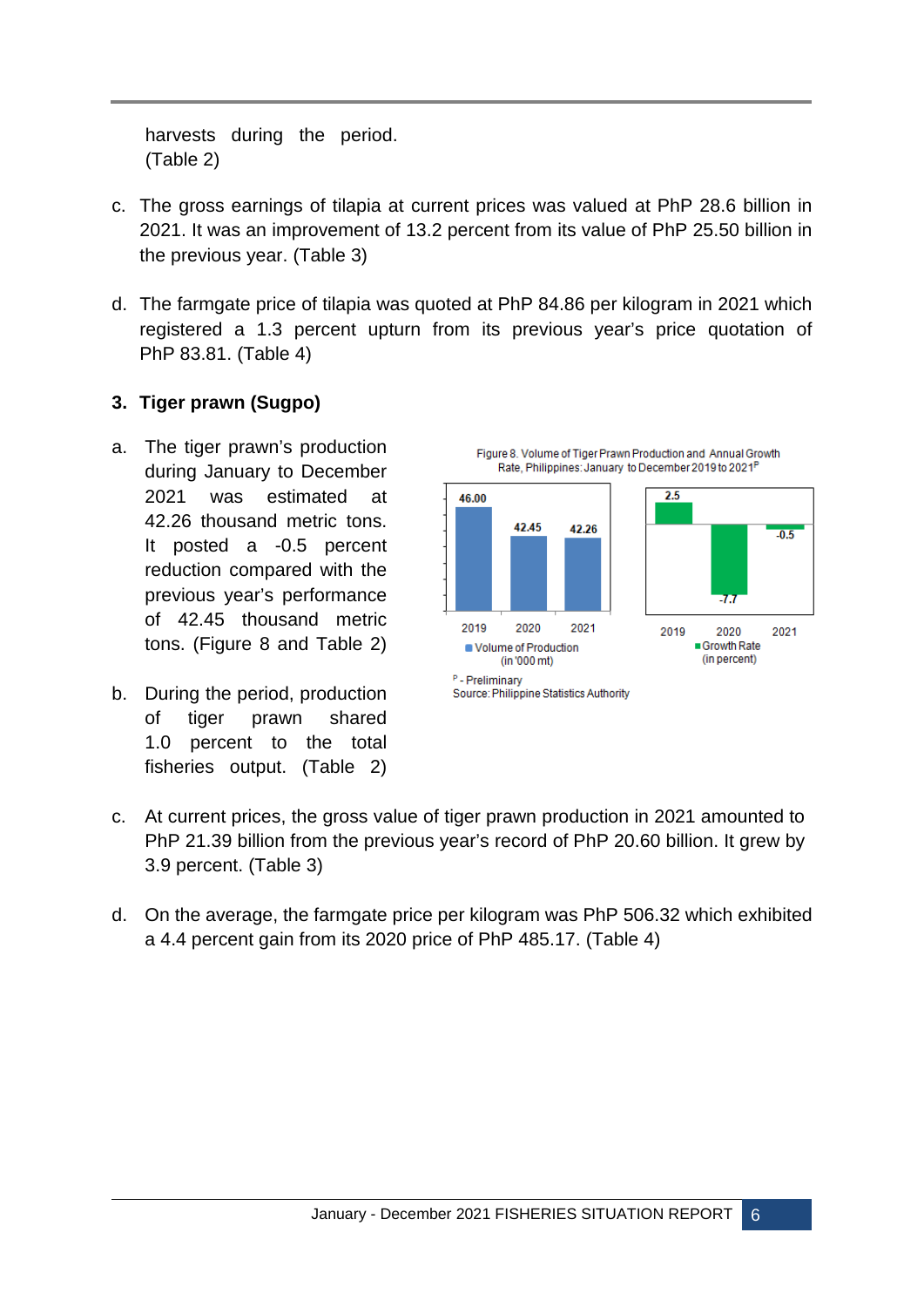harvests during the period. (Table 2)

c. The gross earnings of tilapia at current prices was valued at PhP 28.6 billion in 2021. It was an improvement of 13.2 percent from its value of PhP 25.50 billion in the previous year. (Table 3)

d. The farmgate price of tilapia was quoted at PhP 84.86 per kilogram in 2021 which registered a 1.3 percent upturn from its previous year's price quotation of PhP 83.81. (Table 4)

### 3. Tiger prawn (Sugpo)

a. The tiger prawn's production during January to December 2021 was estimated at 42.26 thousand metric tons. It posted a -0.5 percent reduction compared with the previous year's performance of 42.45 thousand metric tons. (Figure 8 and Table 2)

b. During the period, production of tiger prawn shared 1.0 percent to the total fisheries output. (Table 2)

Figure 8. Volume of Tiger Prawn Production and Annual Growth Rate, Philippines: January to December 2019 to 2021[P]

46.00
42.45
42.26
2019
2020
2021
Volume of Production (in '000 mt)

2.5
-7.7
-0.5
2019
2020
2021
Growth Rate (in percent)

[P] - Preliminary
Source: Philippine Statistics Authority

c. At current prices, the gross value of tiger prawn production in 2021 amounted to PhP 21.39 billion from the previous year's record of PhP 20.60 billion. It grew by 3.9 percent. (Table 3)

d. On the average, the farmgate price per kilogram was PhP 506.32 which exhibited a 4.4 percent gain from its 2020 price of PhP 485.17. (Table 4)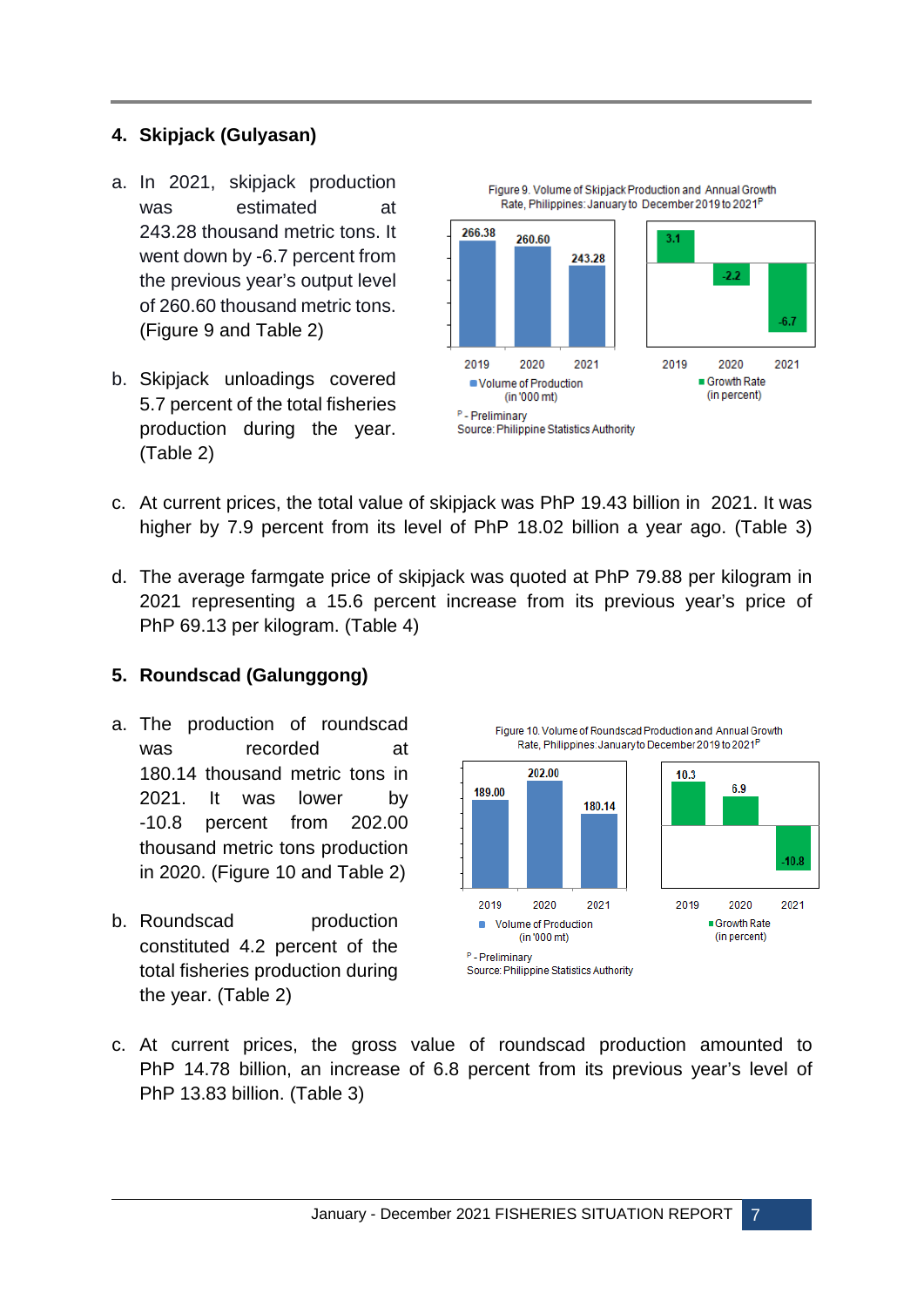## 4. Skipjack (Gulyasan)

a. In 2021, skipjack production was estimated at 243.28 thousand metric tons. It went down by -6.7 percent from the previous year's output level of 260.60 thousand metric tons. (Figure 9 and Table 2)

b. Skipjack unloadings covered 5.7 percent of the total fisheries production during the year. (Table 2)

Figure 9. Volume of Skipjack Production and Annual Growth Rate, Philippines: January to December 2019 to 2021P

266.38
260.60
243.28
2019 2020 2021
Volume of Production (in '000 mt)

3.1
-2.2
-6.7
2019 2020 2021
Growth Rate (in percent)

P - Preliminary
Source: Philippine Statistics Authority

c. At current prices, the total value of skipjack was PhP 19.43 billion in 2021. It was higher by 7.9 percent from its level of PhP 18.02 billion a year ago. (Table 3)

d. The average farmgate price of skipjack was quoted at PhP 79.88 per kilogram in 2021 representing a 15.6 percent increase from its previous year's price of PhP 69.13 per kilogram. (Table 4)

## 5. Roundscad (Galunggong)

a. The production of roundscad was recorded at 180.14 thousand metric tons in 2021. It was lower by -10.8 percent from 202.00 thousand metric tons production in 2020. (Figure 10 and Table 2)

b. Roundscad production constituted 4.2 percent of the total fisheries production during the year. (Table 2)

Figure 10. Volume of Roundscad Production and Annual Growth Rate, Philippines: January to December 2019 to 2021P

189.00
202.00
180.14
2019 2020 2021
Volume of Production (in '000 mt)

10.3
6.9
-10.8
2019 2020 2021
Growth Rate (in percent)

P - Preliminary
Source: Philippine Statistics Authority

c. At current prices, the gross value of roundscad production amounted to PhP 14.78 billion, an increase of 6.8 percent from its previous year's level of PhP 13.83 billion. (Table 3)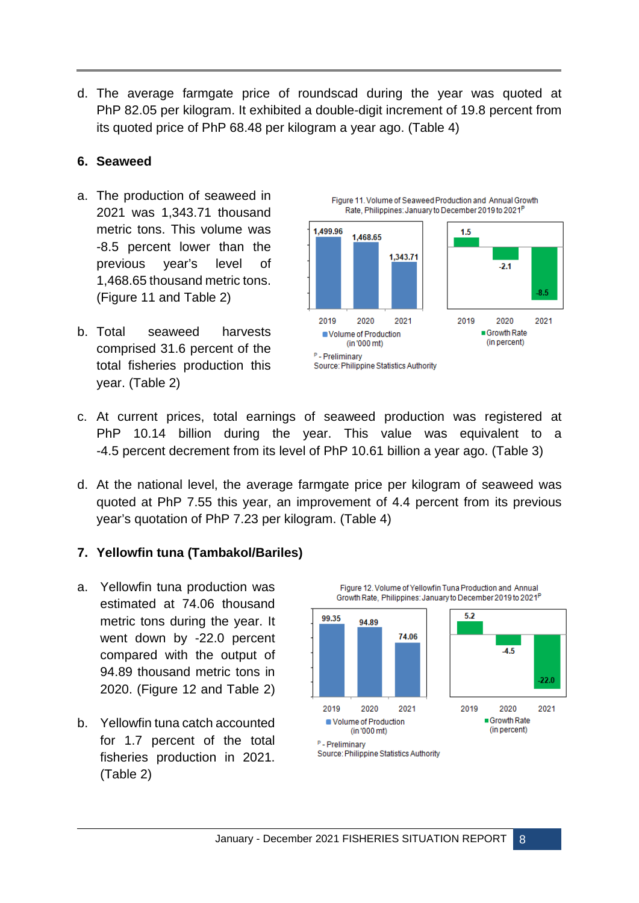d. The average farmgate price of roundscad during the year was quoted at PhP 82.05 per kilogram. It exhibited a double-digit increment of 19.8 percent from its quoted price of PhP 68.48 per kilogram a year ago. (Table 4)

## 6. Seaweed

a. The production of seaweed in 2021 was 1,343.71 thousand metric tons. This volume was -8.5 percent lower than the previous year's level of 1,468.65 thousand metric tons. (Figure 11 and Table 2)

b. Total seaweed harvests comprised 31.6 percent of the total fisheries production this year. (Table 2)

Figure 11. Volume of Seaweed Production and Annual Growth Rate, Philippines: January to December 2019 to 2021[P]

| Year | Volume of Production (in '000 mt) | Growth Rate (in percent) |
|---|---|---|
| 2019 | 1,499.96 | 1.5 |
| 2020 | 1,468.65 | -2.1 |
| 2021 | 1,343.71 | -8.5 |

[P] - Preliminary
Source: Philippine Statistics Authority

c. At current prices, total earnings of seaweed production was registered at PhP 10.14 billion during the year. This value was equivalent to a -4.5 percent decrement from its level of PhP 10.61 billion a year ago. (Table 3)

d. At the national level, the average farmgate price per kilogram of seaweed was quoted at PhP 7.55 this year, an improvement of 4.4 percent from its previous year's quotation of PhP 7.23 per kilogram. (Table 4)

## 7. Yellowfin tuna (Tambakol/Bariles)

a. Yellowfin tuna production was estimated at 74.06 thousand metric tons during the year. It went down by -22.0 percent compared with the output of 94.89 thousand metric tons in 2020. (Figure 12 and Table 2)

b. Yellowfin tuna catch accounted for 1.7 percent of the total fisheries production in 2021. (Table 2)

Figure 12. Volume of Yellowfin Tuna Production and Annual Growth Rate, Philippines: January to December 2019 to 2021[P]

| Year | Volume of Production (in '000 mt) | Growth Rate (in percent) |
|---|---|---|
| 2019 | 99.35 | 5.2 |
| 2020 | 94.89 | -4.5 |
| 2021 | 74.06 | -22.0 |

[P] - Preliminary
Source: Philippine Statistics Authority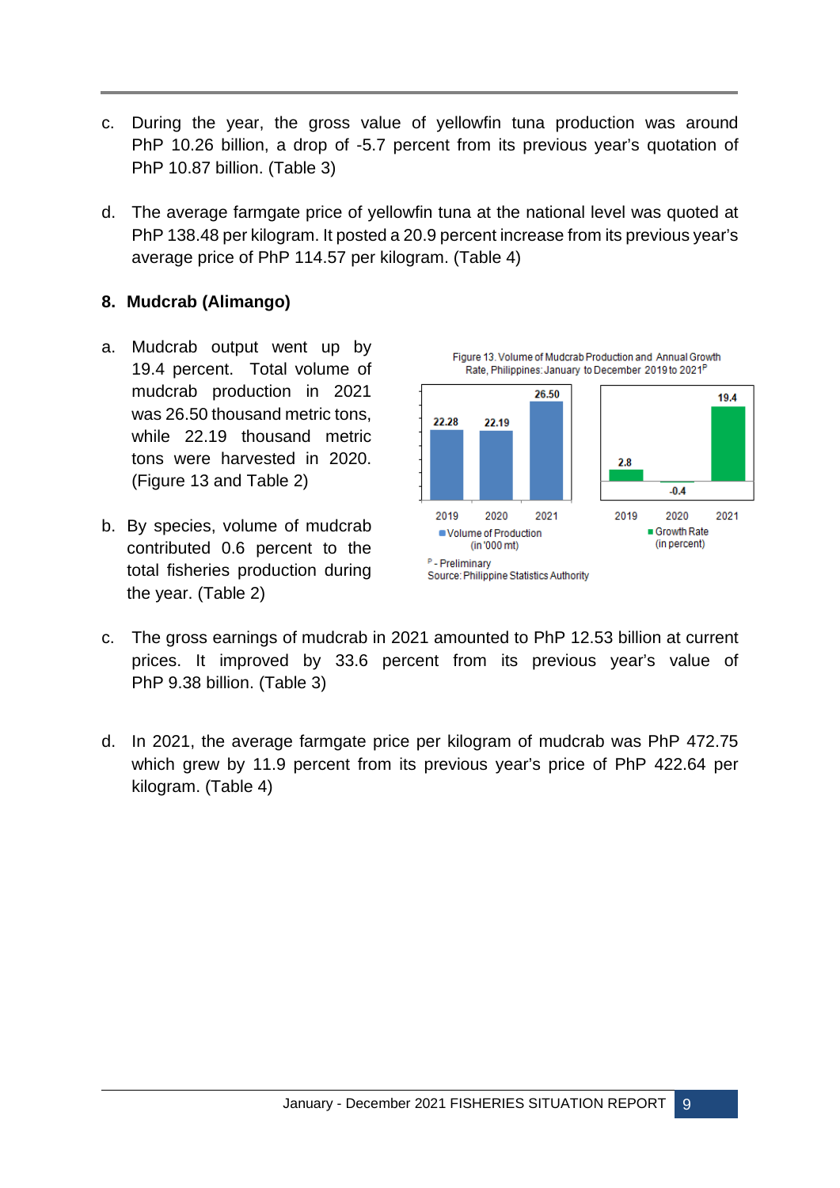c. During the year, the gross value of yellowfin tuna production was around PhP 10.26 billion, a drop of -5.7 percent from its previous year's quotation of PhP 10.87 billion. (Table 3)

d. The average farmgate price of yellowfin tuna at the national level was quoted at PhP 138.48 per kilogram. It posted a 20.9 percent increase from its previous year's average price of PhP 114.57 per kilogram. (Table 4)

## 8. Mudcrab (Alimango)

a. Mudcrab output went up by 19.4 percent. Total volume of mudcrab production in 2021 was 26.50 thousand metric tons, while 22.19 thousand metric tons were harvested in 2020. (Figure 13 and Table 2)

b. By species, volume of mudcrab contributed 0.6 percent to the total fisheries production during the year. (Table 2)

Figure 13. Volume of Mudcrab Production and Annual Growth Rate, Philippines: January to December 2019 to 2021[P]

22.28
22.19
26.50
2019
2020
2021
Volume of Production (in '000 mt)

2.8
-0.4
19.4
2019
2020
2021
Growth Rate (in percent)

P - Preliminary
Source: Philippine Statistics Authority

c. The gross earnings of mudcrab in 2021 amounted to PhP 12.53 billion at current prices. It improved by 33.6 percent from its previous year's value of PhP 9.38 billion. (Table 3)

d. In 2021, the average farmgate price per kilogram of mudcrab was PhP 472.75 which grew by 11.9 percent from its previous year's price of PhP 422.64 per kilogram. (Table 4)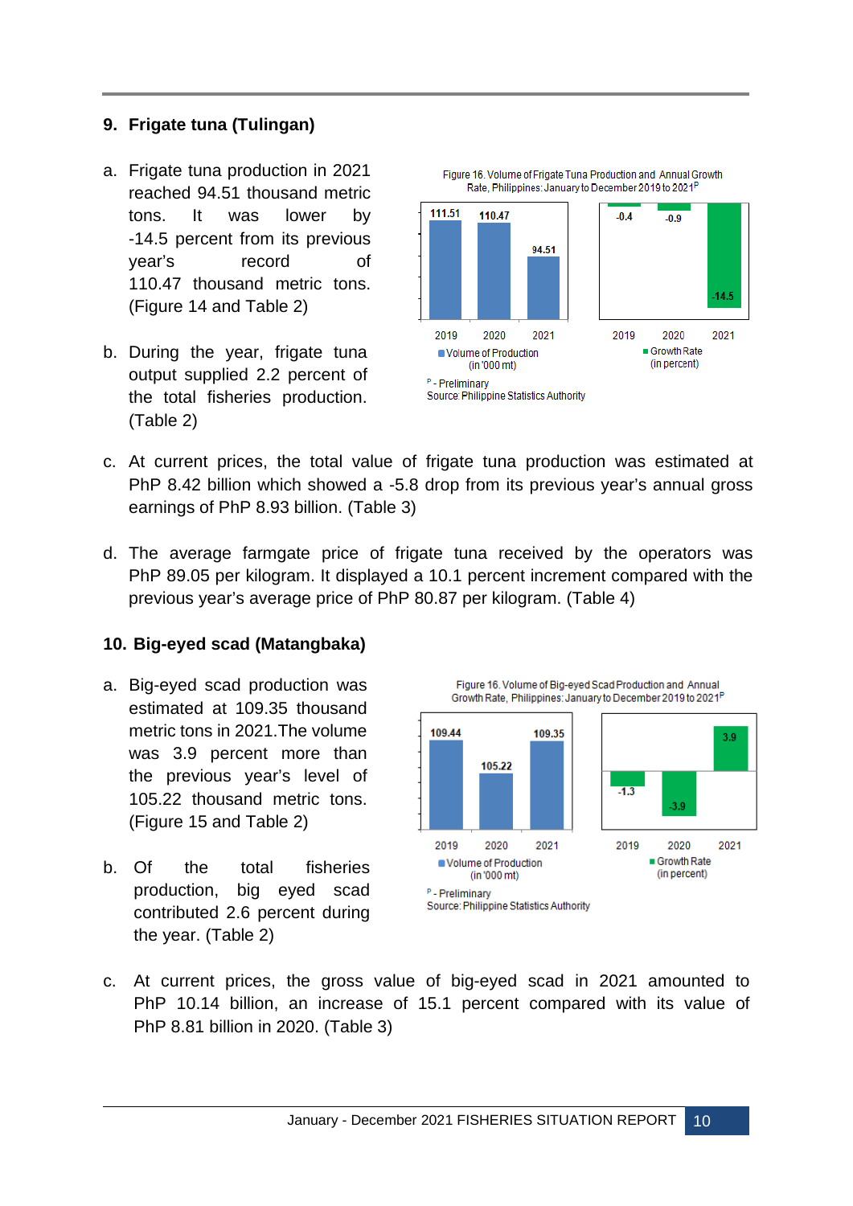## 9. Frigate tuna (Tulingan)

a. Frigate tuna production in 2021 reached 94.51 thousand metric tons. It was lower by -14.5 percent from its previous year's record of 110.47 thousand metric tons. (Figure 14 and Table 2)

b. During the year, frigate tuna output supplied 2.2 percent of the total fisheries production. (Table 2)

Figure 16. Volume of Frigate Tuna Production and Annual Growth Rate, Philippines: January to December 2019 to 2021P

111.51
110.47
94.51
2019 2020 2021
Volume of Production (in '000 mt)

-0.4
-0.9
-14.5
2019 2020 2021
Growth Rate (in percent)

P - Preliminary
Source: Philippine Statistics Authority

c. At current prices, the total value of frigate tuna production was estimated at PhP 8.42 billion which showed a -5.8 drop from its previous year's annual gross earnings of PhP 8.93 billion. (Table 3)

d. The average farmgate price of frigate tuna received by the operators was PhP 89.05 per kilogram. It displayed a 10.1 percent increment compared with the previous year's average price of PhP 80.87 per kilogram. (Table 4)

## 10. Big-eyed scad (Matangbaka)

a. Big-eyed scad production was estimated at 109.35 thousand metric tons in 2021.The volume was 3.9 percent more than the previous year's level of 105.22 thousand metric tons. (Figure 15 and Table 2)

b. Of the total fisheries production, big eyed scad contributed 2.6 percent during the year. (Table 2)

Figure 16. Volume of Big-eyed Scad Production and Annual Growth Rate, Philippines: January to December 2019 to 2021P

109.44
105.22
109.35
2019 2020 2021
Volume of Production (in '000 mt)

-1.3
-3.9
3.9
2019 2020 2021
Growth Rate (in percent)

P - Preliminary
Source: Philippine Statistics Authority

c. At current prices, the gross value of big-eyed scad in 2021 amounted to PhP 10.14 billion, an increase of 15.1 percent compared with its value of PhP 8.81 billion in 2020. (Table 3)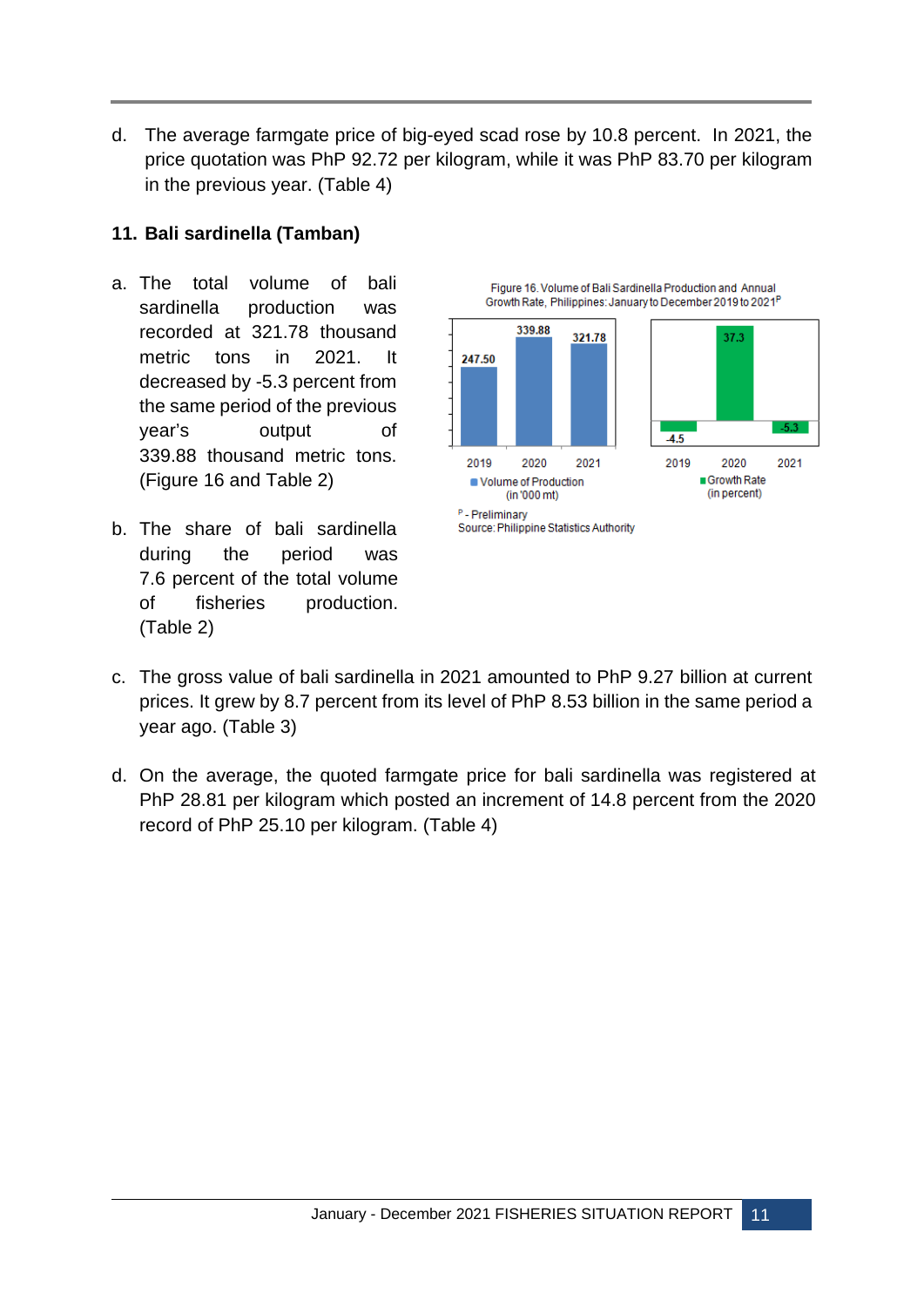d. The average farmgate price of big-eyed scad rose by 10.8 percent. In 2021, the price quotation was PhP 92.72 per kilogram, while it was PhP 83.70 per kilogram in the previous year. (Table 4)

## 11. Bali sardinella (Tamban)

a. The total volume of bali sardinella production was recorded at 321.78 thousand metric tons in 2021. It decreased by -5.3 percent from the same period of the previous year's output of 339.88 thousand metric tons. (Figure 16 and Table 2)

b. The share of bali sardinella during the period was 7.6 percent of the total volume of fisheries production. (Table 2)

Figure 16. Volume of Bali Sardinella Production and Annual Growth Rate, Philippines: January to December 2019 to 2021[P]

247.50
339.88
321.78
2019
2020
2021
Volume of Production
(in '000 mt)

-4.5
37.3
-5.3
2019
2020
2021
Growth Rate
(in percent)

P - Preliminary
Source: Philippine Statistics Authority

c. The gross value of bali sardinella in 2021 amounted to PhP 9.27 billion at current prices. It grew by 8.7 percent from its level of PhP 8.53 billion in the same period a year ago. (Table 3)

d. On the average, the quoted farmgate price for bali sardinella was registered at PhP 28.81 per kilogram which posted an increment of 14.8 percent from the 2020 record of PhP 25.10 per kilogram. (Table 4)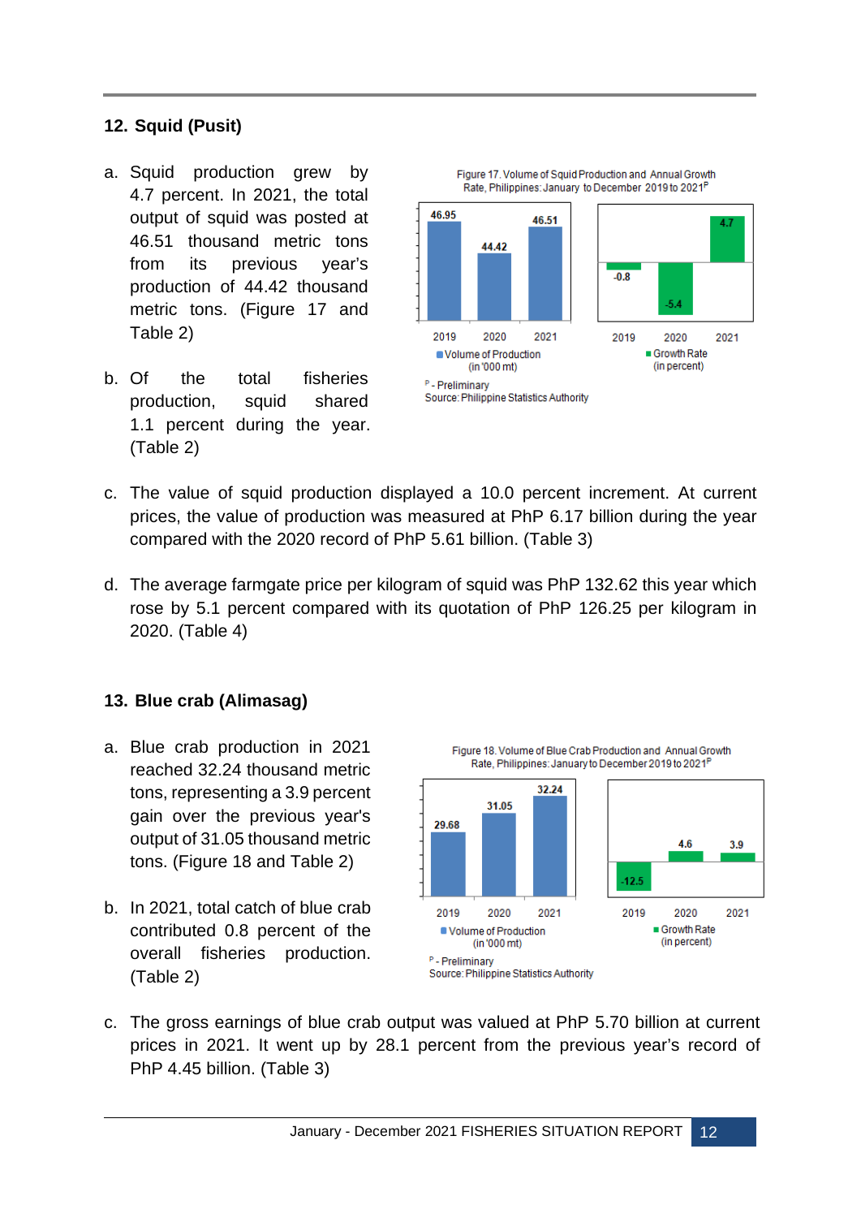## 12. Squid (Pusit)

a. Squid production grew by 4.7 percent. In 2021, the total output of squid was posted at 46.51 thousand metric tons from its previous year's production of 44.42 thousand metric tons. (Figure 17 and Table 2)

b. Of the total fisheries production, squid shared 1.1 percent during the year. (Table 2)

Figure 17. Volume of Squid Production and Annual Growth Rate, Philippines: January to December 2019 to 2021[P]

46.95
44.42
46.51
2019
2020
2021
Volume of Production (in '000 mt)

-0.8
-5.4
4.7
2019
2020
2021
Growth Rate (in percent)

P - Preliminary
Source: Philippine Statistics Authority

c. The value of squid production displayed a 10.0 percent increment. At current prices, the value of production was measured at PhP 6.17 billion during the year compared with the 2020 record of PhP 5.61 billion. (Table 3)

d. The average farmgate price per kilogram of squid was PhP 132.62 this year which rose by 5.1 percent compared with its quotation of PhP 126.25 per kilogram in 2020. (Table 4)

## 13. Blue crab (Alimasag)

a. Blue crab production in 2021 reached 32.24 thousand metric tons, representing a 3.9 percent gain over the previous year's output of 31.05 thousand metric tons. (Figure 18 and Table 2)

b. In 2021, total catch of blue crab contributed 0.8 percent of the overall fisheries production. (Table 2)

Figure 18. Volume of Blue Crab Production and Annual Growth Rate, Philippines: January to December 2019 to 2021[P]

29.68
31.05
32.24
2019
2020
2021
Volume of Production (in '000 mt)

-12.5
4.6
3.9
2019
2020
2021
Growth Rate (in percent)

P - Preliminary
Source: Philippine Statistics Authority

c. The gross earnings of blue crab output was valued at PhP 5.70 billion at current prices in 2021. It went up by 28.1 percent from the previous year's record of PhP 4.45 billion. (Table 3)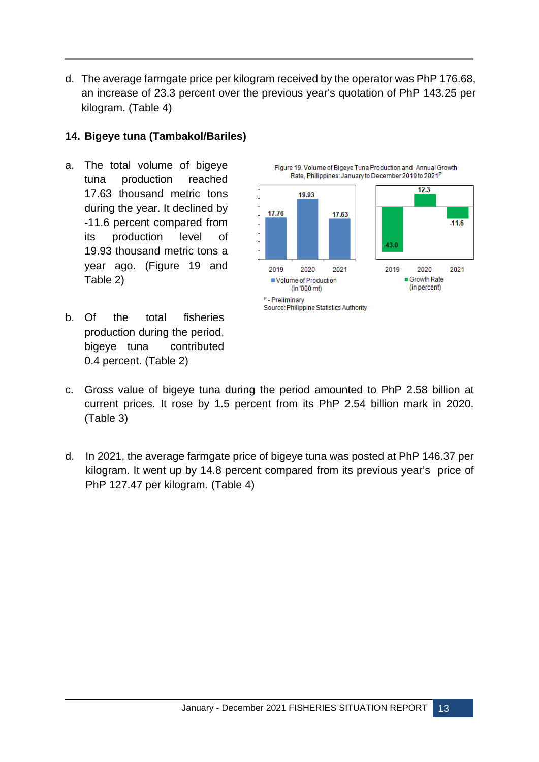d. The average farmgate price per kilogram received by the operator was PhP 176.68, an increase of 23.3 percent over the previous year's quotation of PhP 143.25 per kilogram. (Table 4)

**14. Bigeye tuna (Tambakol/Bariles)**

a. The total volume of bigeye tuna production reached 17.63 thousand metric tons during the year. It declined by -11.6 percent compared from its production level of 19.93 thousand metric tons a year ago. (Figure 19 and Table 2)

Figure 19. Volume of Bigeye Tuna Production and Annual Growth Rate, Philippines: January to December 2019 to 2021[P]

17.76
19.93
17.63
2019
2020
2021
Volume of Production (in '000 mt)

-43.0
12.3
-11.6
2019
2020
2021
Growth Rate (in percent)

[P] - Preliminary
Source: Philippine Statistics Authority

b. Of the total fisheries production during the period, bigeye tuna contributed 0.4 percent. (Table 2)

c. Gross value of bigeye tuna during the period amounted to PhP 2.58 billion at current prices. It rose by 1.5 percent from its PhP 2.54 billion mark in 2020. (Table 3)

d. In 2021, the average farmgate price of bigeye tuna was posted at PhP 146.37 per kilogram. It went up by 14.8 percent compared from its previous year's price of PhP 127.47 per kilogram. (Table 4)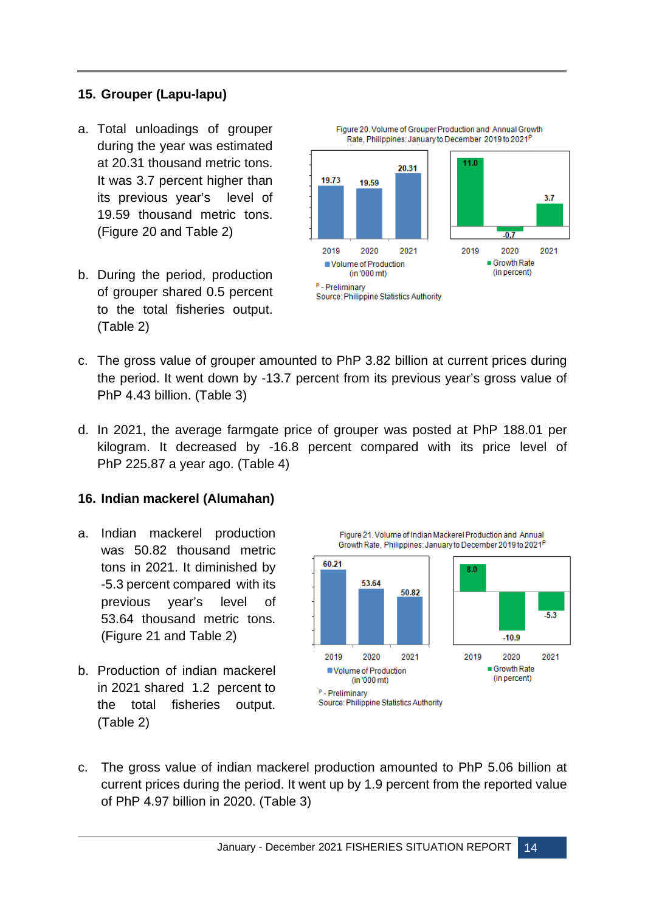## 15. Grouper (Lapu-lapu)

a. Total unloadings of grouper during the year was estimated at 20.31 thousand metric tons. It was 3.7 percent higher than its previous year's level of 19.59 thousand metric tons. (Figure 20 and Table 2)

b. During the period, production of grouper shared 0.5 percent to the total fisheries output. (Table 2)

Figure 20. Volume of Grouper Production and Annual Growth Rate, Philippines: January to December 2019 to 2021[P]

19.73
19.59
20.31
2019
2020
2021
Volume of Production (in '000 mt)

11.0
-0.7
3.7
2019
2020
2021
Growth Rate (in percent)

[P] - Preliminary
Source: Philippine Statistics Authority

c. The gross value of grouper amounted to PhP 3.82 billion at current prices during the period. It went down by -13.7 percent from its previous year's gross value of PhP 4.43 billion. (Table 3)

d. In 2021, the average farmgate price of grouper was posted at PhP 188.01 per kilogram. It decreased by -16.8 percent compared with its price level of PhP 225.87 a year ago. (Table 4)

## 16. Indian mackerel (Alumahan)

a. Indian mackerel production was 50.82 thousand metric tons in 2021. It diminished by -5.3 percent compared with its previous year's level of 53.64 thousand metric tons. (Figure 21 and Table 2)

b. Production of indian mackerel in 2021 shared 1.2 percent to the total fisheries output. (Table 2)

Figure 21. Volume of Indian Mackerel Production and Annual Growth Rate, Philippines: January to December 2019 to 2021[P]

60.21
53.64
50.82
2019
2020
2021
Volume of Production (in '000 mt)

8.0
-10.9
-5.3
2019
2020
2021
Growth Rate (in percent)

[P] - Preliminary
Source: Philippine Statistics Authority

c. The gross value of indian mackerel production amounted to PhP 5.06 billion at current prices during the period. It went up by 1.9 percent from the reported value of PhP 4.97 billion in 2020. (Table 3)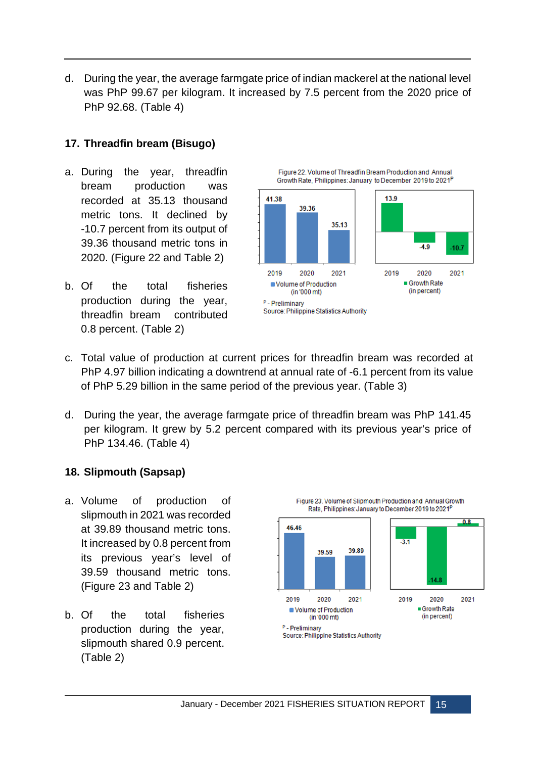d. During the year, the average farmgate price of indian mackerel at the national level was PhP 99.67 per kilogram. It increased by 7.5 percent from the 2020 price of PhP 92.68. (Table 4)

## 17. Threadfin bream (Bisugo)

a. During the year, threadfin bream production was recorded at 35.13 thousand metric tons. It declined by -10.7 percent from its output of 39.36 thousand metric tons in 2020. (Figure 22 and Table 2)

Figure 22. Volume of Threadfin Bream Production and Annual Growth Rate, Philippines: January to December 2019 to 2021P

41.38
39.36
35.13
2019
2020
2021
Volume of Production (in '000 mt)

13.9
-4.9
-10.7
2019
2020
2021
Growth Rate (in percent)

P - Preliminary
Source: Philippine Statistics Authority

b. Of the total fisheries production during the year, threadfin bream contributed 0.8 percent. (Table 2)

c. Total value of production at current prices for threadfin bream was recorded at PhP 4.97 billion indicating a downtrend at annual rate of -6.1 percent from its value of PhP 5.29 billion in the same period of the previous year. (Table 3)

d. During the year, the average farmgate price of threadfin bream was PhP 141.45 per kilogram. It grew by 5.2 percent compared with its previous year's price of PhP 134.46. (Table 4)

## 18. Slipmouth (Sapsap)

a. Volume of production of slipmouth in 2021 was recorded at 39.89 thousand metric tons. It increased by 0.8 percent from its previous year's level of 39.59 thousand metric tons. (Figure 23 and Table 2)

Figure 23. Volume of Slipmouth Production and Annual Growth Rate, Philippines: January to December 2019 to 2021P

46.46
39.59
39.89
2019
2020
2021
Volume of Production (in '000 mt)

-3.1
-14.8
0.8
2019
2020
2021
Growth Rate (in percent)

P - Preliminary
Source: Philippine Statistics Authority

b. Of the total fisheries production during the year, slipmouth shared 0.9 percent. (Table 2)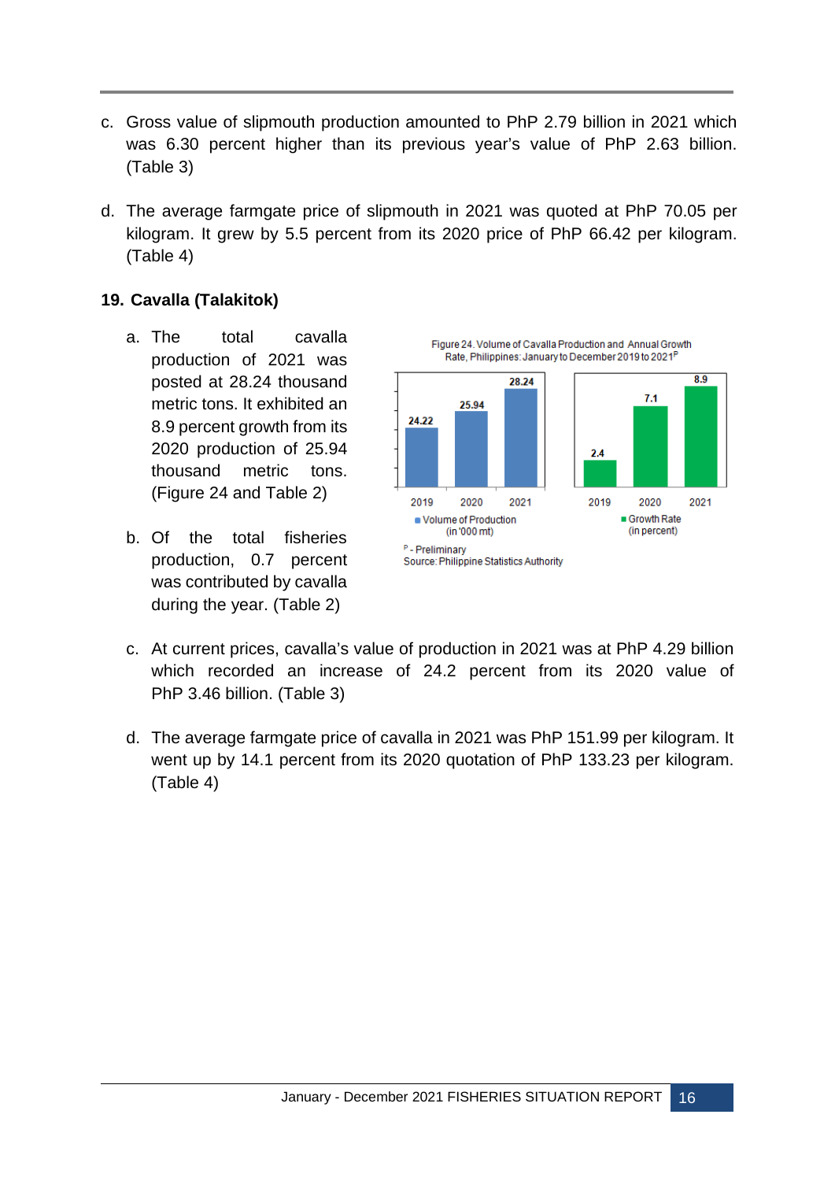c. Gross value of slipmouth production amounted to PhP 2.79 billion in 2021 which was 6.30 percent higher than its previous year's value of PhP 2.63 billion. (Table 3)

d. The average farmgate price of slipmouth in 2021 was quoted at PhP 70.05 per kilogram. It grew by 5.5 percent from its 2020 price of PhP 66.42 per kilogram. (Table 4)

**19. Cavalla (Talakitok)**

a. The total cavalla production of 2021 was posted at 28.24 thousand metric tons. It exhibited an 8.9 percent growth from its 2020 production of 25.94 thousand metric tons. (Figure 24 and Table 2)

b. Of the total fisheries production, 0.7 percent was contributed by cavalla during the year. (Table 2)

Figure 24. Volume of Cavalla Production and Annual Growth Rate, Philippines: January to December 2019 to 2021P

24.22
25.94
28.24
2019
2020
2021
Volume of Production (in '000 mt)

2.4
7.1
8.9
2019
2020
2021
Growth Rate (in percent)

P - Preliminary
Source: Philippine Statistics Authority

c. At current prices, cavalla's value of production in 2021 was at PhP 4.29 billion which recorded an increase of 24.2 percent from its 2020 value of PhP 3.46 billion. (Table 3)

d. The average farmgate price of cavalla in 2021 was PhP 151.99 per kilogram. It went up by 14.1 percent from its 2020 quotation of PhP 133.23 per kilogram. (Table 4)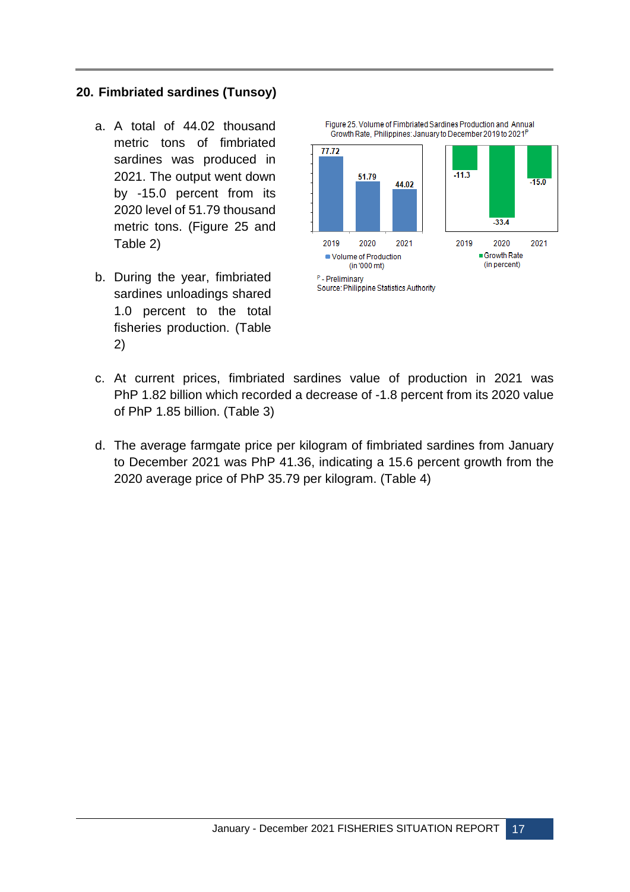## 20. Fimbriated sardines (Tunsoy)

a. A total of 44.02 thousand metric tons of fimbriated sardines was produced in 2021. The output went down by -15.0 percent from its 2020 level of 51.79 thousand metric tons. (Figure 25 and Table 2)

b. During the year, fimbriated sardines unloadings shared 1.0 percent to the total fisheries production. (Table 2)

Figure 25. Volume of Fimbriated Sardines Production and Annual Growth Rate, Philippines: January to December 2019 to 2021[P]

77.72
51.79
44.02
2019
2020
2021
Volume of Production (in '000 mt)

-11.3
-33.4
-15.0
2019
2020
2021
Growth Rate (in percent)

[P] - Preliminary
Source: Philippine Statistics Authority

c. At current prices, fimbriated sardines value of production in 2021 was PhP 1.82 billion which recorded a decrease of -1.8 percent from its 2020 value of PhP 1.85 billion. (Table 3)

d. The average farmgate price per kilogram of fimbriated sardines from January to December 2021 was PhP 41.36, indicating a 15.6 percent growth from the 2020 average price of PhP 35.79 per kilogram. (Table 4)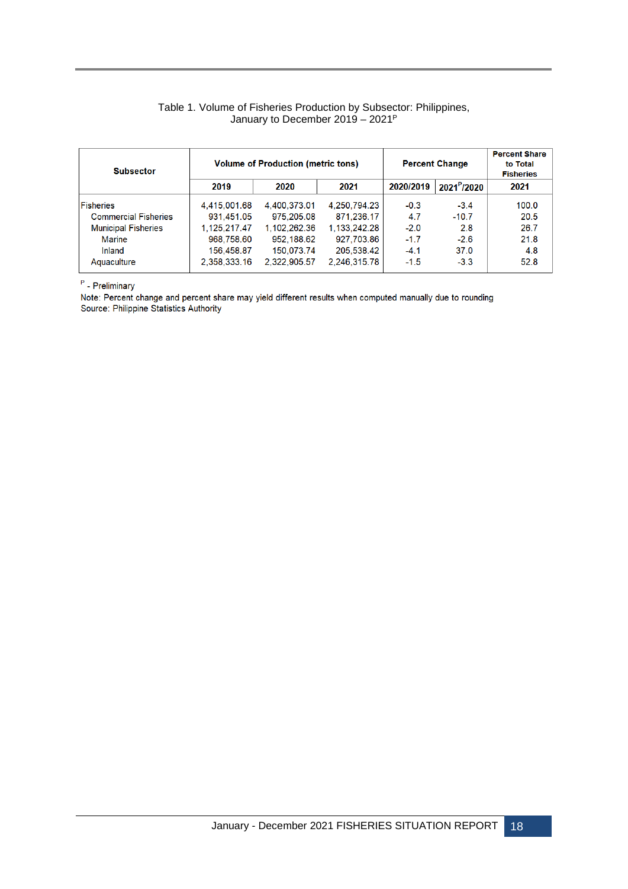Table 1. Volume of Fisheries Production by Subsector: Philippines, January to December 2019 – 2021[P]

| Subsector | Volume of Production (metric tons) | | | Percent Change | | Percent Share to Total Fisheries |
|---|---|---|---|---|---|---|
| | 2019 | 2020 | 2021 | 2020/2019 | 2021[P]/2020 | 2021 |
| Fisheries | 4,415,001.68 | 4,400,373.01 | 4,250,794.23 | -0.3 | -3.4 | 100.0 |
| Commercial Fisheries | 931,451.05 | 975,205.08 | 871,236.17 | 4.7 | -10.7 | 20.5 |
| Municipal Fisheries | 1,125,217.47 | 1,102,262.36 | 1,133,242.28 | -2.0 | 2.8 | 26.7 |
| Marine | 968,758.60 | 952,188.62 | 927,703.86 | -1.7 | -2.6 | 21.8 |
| Inland | 156,458.87 | 150,073.74 | 205,538.42 | -4.1 | 37.0 | 4.8 |
| Aquaculture | 2,358,333.16 | 2,322,905.57 | 2,246,315.78 | -1.5 | -3.3 | 52.8 |

[P] - Preliminary

Note: Percent change and percent share may yield different results when computed manually due to rounding

Source: Philippine Statistics Authority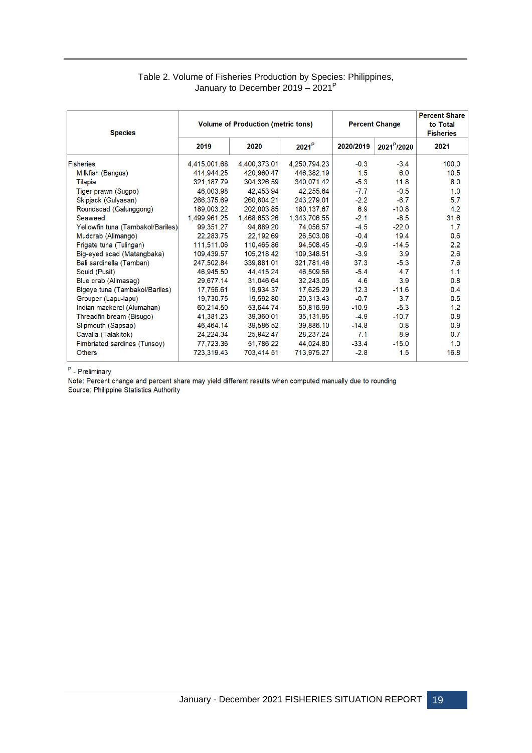Table 2. Volume of Fisheries Production by Species: Philippines, January to December 2019 – 2021[P]

| Species | Volume of Production (metric tons) | | | Percent Change | | Percent Share to Total Fisheries |
|---|---|---|---|---|---|---|
| | 2019 | 2020 | 2021[P] | 2020/2019 | 2021[P]/2020 | 2021 |
| Fisheries | 4,415,001.68 | 4,400,373.01 | 4,250,794.23 | -0.3 | -3.4 | 100.0 |
| Milkfish (Bangus) | 414,944.25 | 420,960.47 | 446,382.19 | 1.5 | 6.0 | 10.5 |
| Tilapia | 321,187.79 | 304,326.59 | 340,071.42 | -5.3 | 11.8 | 8.0 |
| Tiger prawn (Sugpo) | 46,003.98 | 42,453.94 | 42,255.64 | -7.7 | -0.5 | 1.0 |
| Skipjack (Gulyasan) | 266,375.69 | 260,604.21 | 243,279.01 | -2.2 | -6.7 | 5.7 |
| Roundscad (Galunggong) | 189,003.22 | 202,003.85 | 180,137.67 | 6.9 | -10.8 | 4.2 |
| Seaweed | 1,499,961.25 | 1,468,653.26 | 1,343,706.55 | -2.1 | -8.5 | 31.6 |
| Yellowfin tuna (Tambakol/Bariles) | 99,351.27 | 94,889.20 | 74,056.57 | -4.5 | -22.0 | 1.7 |
| Mudcrab (Alimango) | 22,283.75 | 22,192.69 | 26,503.08 | -0.4 | 19.4 | 0.6 |
| Frigate tuna (Tulingan) | 111,511.06 | 110,465.86 | 94,508.45 | -0.9 | -14.5 | 2.2 |
| Big-eyed scad (Matangbaka) | 109,439.57 | 105,218.42 | 109,348.51 | -3.9 | 3.9 | 2.6 |
| Bali sardinella (Tamban) | 247,502.84 | 339,881.01 | 321,781.46 | 37.3 | -5.3 | 7.6 |
| Squid (Pusit) | 46,945.50 | 44,415.24 | 46,509.56 | -5.4 | 4.7 | 1.1 |
| Blue crab (Alimasag) | 29,677.14 | 31,046.64 | 32,243.05 | 4.6 | 3.9 | 0.8 |
| Bigeye tuna (Tambakol/Bariles) | 17,756.61 | 19,934.37 | 17,625.29 | 12.3 | -11.6 | 0.4 |
| Grouper (Lapu-lapu) | 19,730.75 | 19,592.80 | 20,313.43 | -0.7 | 3.7 | 0.5 |
| Indian mackerel (Alumahan) | 60,214.50 | 53,644.74 | 50,816.99 | -10.9 | -5.3 | 1.2 |
| Threadfin bream (Bisugo) | 41,381.23 | 39,360.01 | 35,131.95 | -4.9 | -10.7 | 0.8 |
| Slipmouth (Sapsap) | 46,464.14 | 39,586.52 | 39,886.10 | -14.8 | 0.8 | 0.9 |
| Cavalla (Talakitok) | 24,224.34 | 25,942.47 | 28,237.24 | 7.1 | 8.9 | 0.7 |
| Fimbriated sardines (Tunsoy) | 77,723.36 | 51,786.22 | 44,024.80 | -33.4 | -15.0 | 1.0 |
| Others | 723,319.43 | 703,414.51 | 713,975.27 | -2.8 | 1.5 | 16.8 |

[P] - Preliminary

Note: Percent change and percent share may yield different results when computed manually due to rounding

Source: Philippine Statistics Authority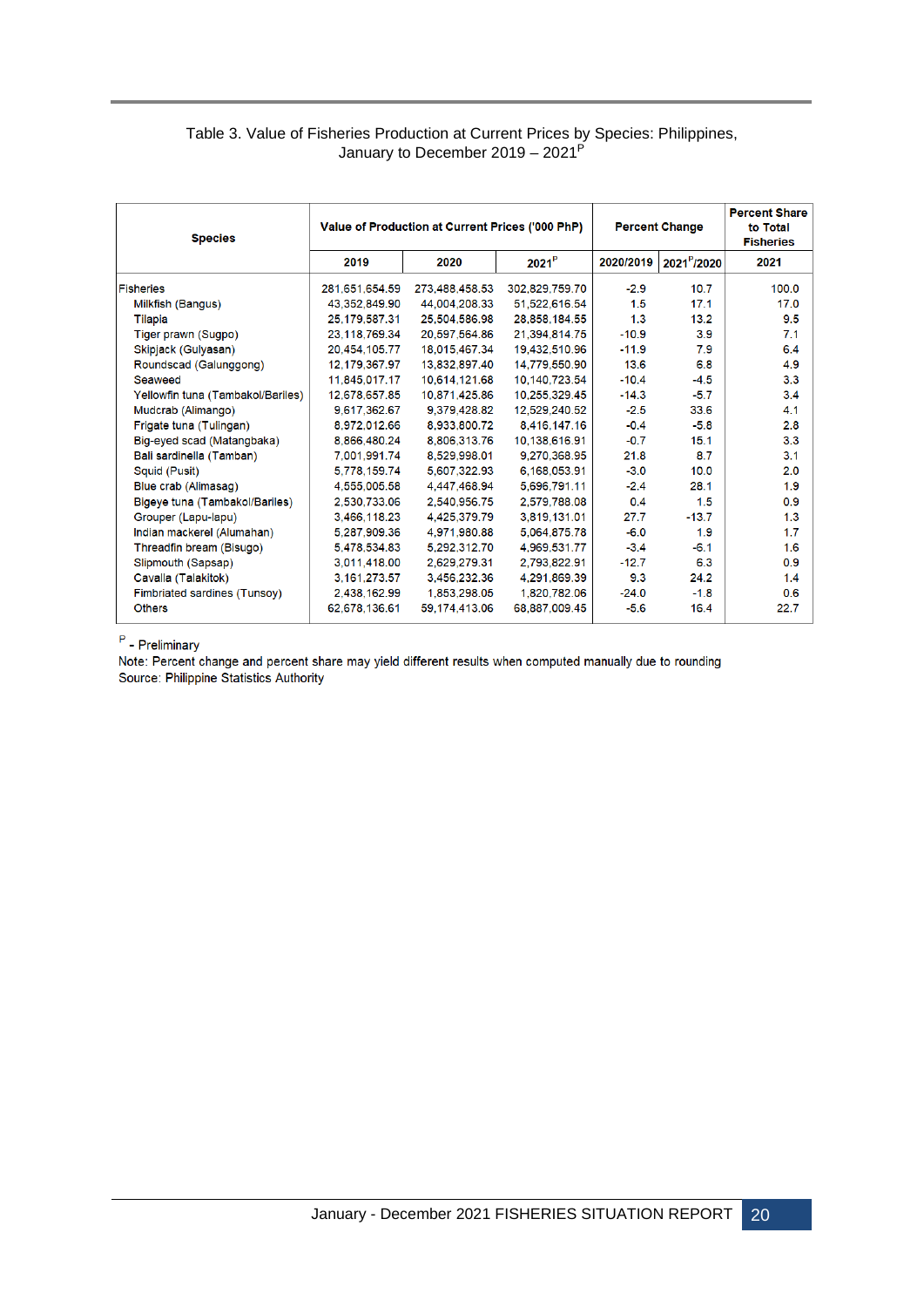Table 3. Value of Fisheries Production at Current Prices by Species: Philippines, January to December 2019 – 2021[P]

| Species | Value of Production at Current Prices ('000 PhP) | | | Percent Change | | Percent Share to Total Fisheries |
|---|---|---|---|---|---|---|
| | 2019 | 2020 | 2021[P] | 2020/2019 | 2021[P]/2020 | 2021 |
| Fisheries | 281,651,654.59 | 273,488,458.53 | 302,829,759.70 | -2.9 | 10.7 | 100.0 |
| Milkfish (Bangus) | 43,352,849.90 | 44,004,208.33 | 51,522,616.54 | 1.5 | 17.1 | 17.0 |
| Tilapia | 25,179,587.31 | 25,504,586.98 | 28,858,184.55 | 1.3 | 13.2 | 9.5 |
| Tiger prawn (Sugpo) | 23,118,769.34 | 20,597,564.86 | 21,394,814.75 | -10.9 | 3.9 | 7.1 |
| Skipjack (Gulyasan) | 20,454,105.77 | 18,015,467.34 | 19,432,510.96 | -11.9 | 7.9 | 6.4 |
| Roundscad (Galunggong) | 12,179,367.97 | 13,832,897.40 | 14,779,550.90 | 13.6 | 6.8 | 4.9 |
| Seaweed | 11,845,017.17 | 10,614,121.68 | 10,140,723.54 | -10.4 | -4.5 | 3.3 |
| Yellowfin tuna (Tambakol/Bariles) | 12,678,657.85 | 10,871,425.86 | 10,255,329.45 | -14.3 | -5.7 | 3.4 |
| Mudcrab (Alimango) | 9,617,362.67 | 9,379,428.82 | 12,529,240.52 | -2.5 | 33.6 | 4.1 |
| Frigate tuna (Tulingan) | 8,972,012.66 | 8,933,800.72 | 8,416,147.16 | -0.4 | -5.8 | 2.8 |
| Big-eyed scad (Matangbaka) | 8,866,480.24 | 8,806,313.76 | 10,138,616.91 | -0.7 | 15.1 | 3.3 |
| Bali sardinella (Tamban) | 7,001,991.74 | 8,529,998.01 | 9,270,368.95 | 21.8 | 8.7 | 3.1 |
| Squid (Pusit) | 5,778,159.74 | 5,607,322.93 | 6,168,053.91 | -3.0 | 10.0 | 2.0 |
| Blue crab (Alimasag) | 4,555,005.58 | 4,447,468.94 | 5,696,791.11 | -2.4 | 28.1 | 1.9 |
| Bigeye tuna (Tambakol/Bariles) | 2,530,733.06 | 2,540,956.75 | 2,579,788.08 | 0.4 | 1.5 | 0.9 |
| Grouper (Lapu-lapu) | 3,466,118.23 | 4,425,379.79 | 3,819,131.01 | 27.7 | -13.7 | 1.3 |
| Indian mackerel (Alumahan) | 5,287,909.36 | 4,971,980.88 | 5,064,875.78 | -6.0 | 1.9 | 1.7 |
| Threadfin bream (Bisugo) | 5,478,534.83 | 5,292,312.70 | 4,969,531.77 | -3.4 | -6.1 | 1.6 |
| Slipmouth (Sapsap) | 3,011,418.00 | 2,629,279.31 | 2,793,822.91 | -12.7 | 6.3 | 0.9 |
| Cavalla (Talakitok) | 3,161,273.57 | 3,456,232.36 | 4,291,869.39 | 9.3 | 24.2 | 1.4 |
| Fimbriated sardines (Tunsoy) | 2,438,162.99 | 1,853,298.05 | 1,820,782.06 | -24.0 | -1.8 | 0.6 |
| Others | 62,678,136.61 | 59,174,413.06 | 68,887,009.45 | -5.6 | 16.4 | 22.7 |

[P] - Preliminary

Note: Percent change and percent share may yield different results when computed manually due to rounding

Source: Philippine Statistics Authority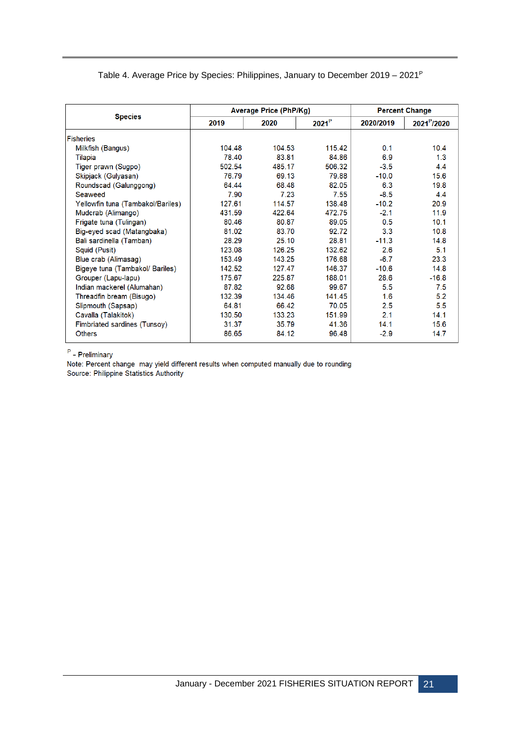Table 4. Average Price by Species: Philippines, January to December 2019 – 2021[P]

| Species | Average Price (PhP/Kg) | | | Percent Change | |
|---|---|---|---|---|---|
| | 2019 | 2020 | 2021[P] | 2020/2019 | 2021[P]/2020 |
| Fisheries | | | | | |
| Milkfish (Bangus) | 104.48 | 104.53 | 115.42 | 0.1 | 10.4 |
| Tilapia | 78.40 | 83.81 | 84.86 | 6.9 | 1.3 |
| Tiger prawn (Sugpo) | 502.54 | 485.17 | 506.32 | -3.5 | 4.4 |
| Skipjack (Gulyasan) | 76.79 | 69.13 | 79.88 | -10.0 | 15.6 |
| Roundscad (Galunggong) | 64.44 | 68.48 | 82.05 | 6.3 | 19.8 |
| Seaweed | 7.90 | 7.23 | 7.55 | -8.5 | 4.4 |
| Yellowfin tuna (Tambakol/Bariles) | 127.61 | 114.57 | 138.48 | -10.2 | 20.9 |
| Mudcrab (Alimango) | 431.59 | 422.64 | 472.75 | -2.1 | 11.9 |
| Frigate tuna (Tulingan) | 80.46 | 80.87 | 89.05 | 0.5 | 10.1 |
| Big-eyed scad (Matangbaka) | 81.02 | 83.70 | 92.72 | 3.3 | 10.8 |
| Bali sardinella (Tamban) | 28.29 | 25.10 | 28.81 | -11.3 | 14.8 |
| Squid (Pusit) | 123.08 | 126.25 | 132.62 | 2.6 | 5.1 |
| Blue crab (Alimasag) | 153.49 | 143.25 | 176.68 | -6.7 | 23.3 |
| Bigeye tuna (Tambakol/ Bariles) | 142.52 | 127.47 | 146.37 | -10.6 | 14.8 |
| Grouper (Lapu-lapu) | 175.67 | 225.87 | 188.01 | 28.6 | -16.8 |
| Indian mackerel (Alumahan) | 87.82 | 92.68 | 99.67 | 5.5 | 7.5 |
| Threadfin bream (Bisugo) | 132.39 | 134.46 | 141.45 | 1.6 | 5.2 |
| Slipmouth (Sapsap) | 64.81 | 66.42 | 70.05 | 2.5 | 5.5 |
| Cavalla (Talakitok) | 130.50 | 133.23 | 151.99 | 2.1 | 14.1 |
| Fimbriated sardines (Tunsoy) | 31.37 | 35.79 | 41.36 | 14.1 | 15.6 |
| Others | 86.65 | 84.12 | 96.48 | -2.9 | 14.7 |

[P] - Preliminary

Note: Percent change may yield different results when computed manually due to rounding

Source: Philippine Statistics Authority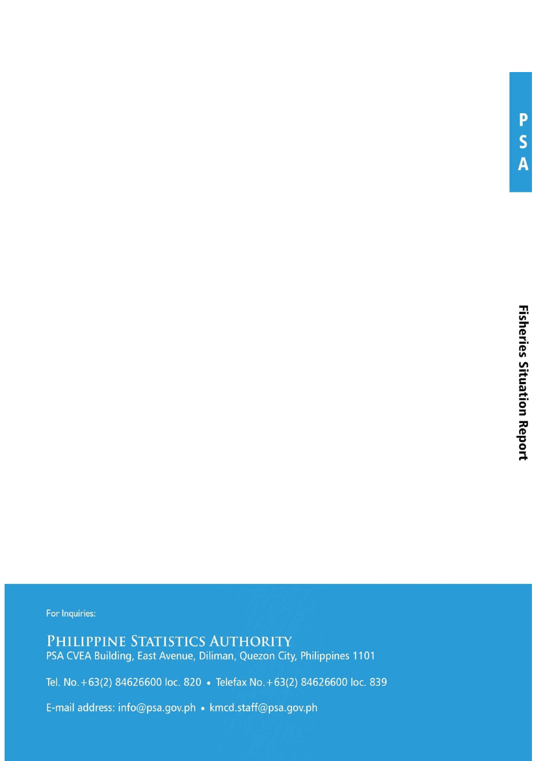P
S
A

Fisheries Situation Report

For Inquiries:

PHILIPPINE STATISTICS AUTHORITY
PSA CVEA Building, East Avenue, Diliman, Quezon City, Philippines 1101

Tel. No. +63(2) 84626600 loc. 820 • Telefax No. +63(2) 84626600 loc. 839

E-mail address: info@psa.gov.ph • kmcd.staff@psa.gov.ph